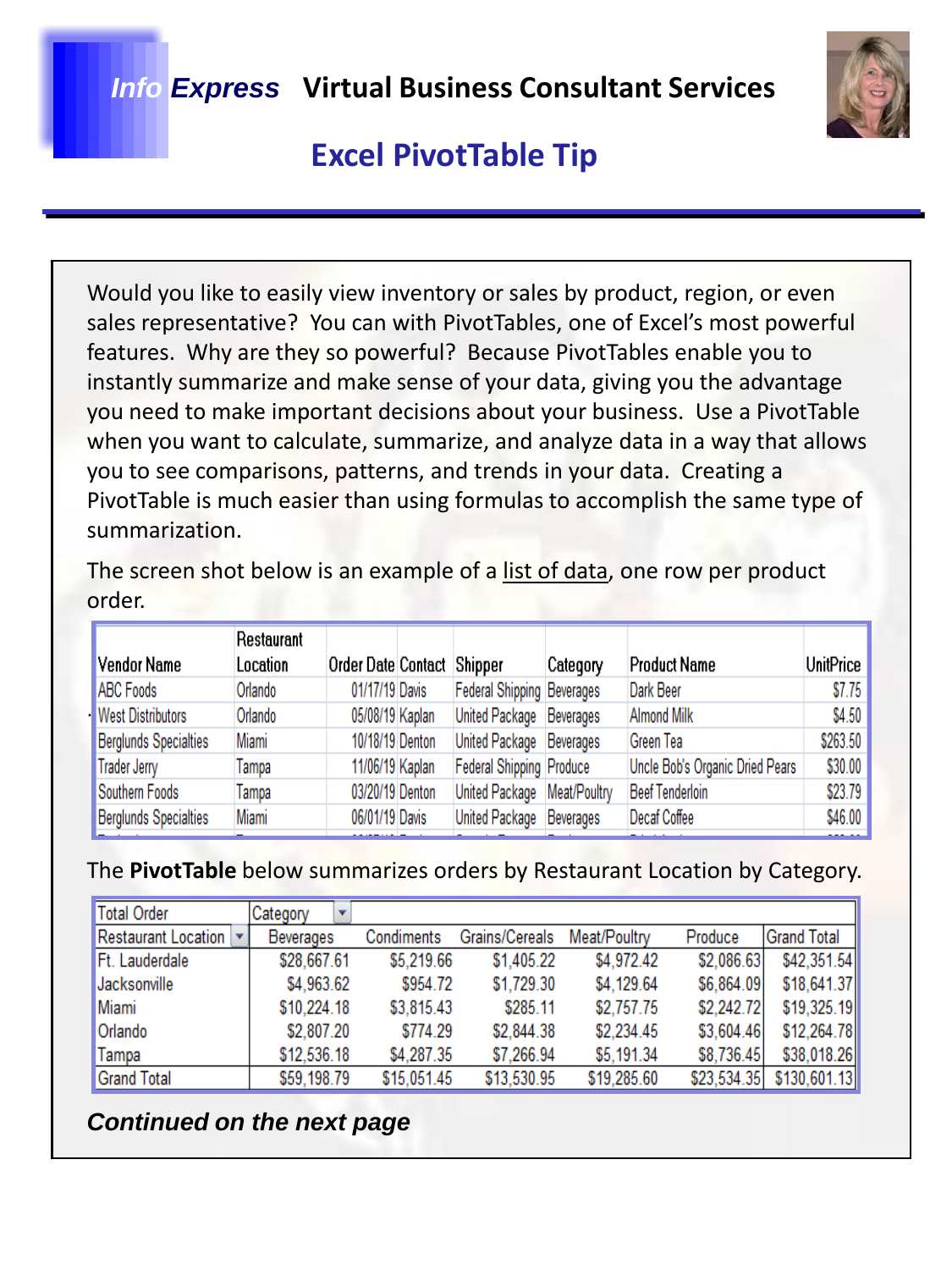# *Info Express* Virtual Business Consultant Services

## Excel PivotTable Tip

Would you like to easily view inventory or sales by product, region, or even sales representative? You can with PivotTables, one of Excel's most powerful features. Why are they so powerful? Because PivotTables enable you to instantly summarize and make sense of your data, giving you the advantage you need to make important decisions about your business. Use a PivotTable when you want to calculate, summarize, and analyze data in a way that allows you to see comparisons, patterns, and trends in your data. Creating a PivotTable is much easier than using formulas to accomplish the same type of summarization.

The screen shot below is an example of a list of data, one row per product order.

| Vendor Name | Restaurant Location | Order Date | Contact | Shipper | Category | Product Name | UnitPrice |
|---|---|---|---|---|---|---|---|
| ABC Foods | Orlando | 01/17/19 | Davis | Federal Shipping | Beverages | Dark Beer | $7.75 |
| West Distributors | Orlando | 05/08/19 | Kaplan | United Package | Beverages | Almond Milk | $4.50 |
| Berglunds Specialties | Miami | 10/18/19 | Denton | United Package | Beverages | Green Tea | $263.50 |
| Trader Jerry | Tampa | 11/06/19 | Kaplan | Federal Shipping | Produce | Uncle Bob's Organic Dried Pears | $30.00 |
| Southern Foods | Tampa | 03/20/19 | Denton | United Package | Meat/Poultry | Beef Tenderloin | $23.79 |
| Berglunds Specialties | Miami | 06/01/19 | Davis | United Package | Beverages | Decaf Coffee | $46.00 |

The **PivotTable** below summarizes orders by Restaurant Location by Category.

| Total Order | Category | | | | | |
|---|---|---|---|---|---|---|
| Restaurant Location | Beverages | Condiments | Grains/Cereals | Meat/Poultry | Produce | Grand Total |
| Ft. Lauderdale | $28,667.61 | $5,219.66 | $1,405.22 | $4,972.42 | $2,086.63 | $42,351.54 |
| Jacksonville | $4,963.62 | $954.72 | $1,729.30 | $4,129.64 | $6,864.09 | $18,641.37 |
| Miami | $10,224.18 | $3,815.43 | $285.11 | $2,757.75 | $2,242.72 | $19,325.19 |
| Orlando | $2,807.20 | $774.29 | $2,844.38 | $2,234.45 | $3,604.46 | $12,264.78 |
| Tampa | $12,536.18 | $4,287.35 | $7,266.94 | $5,191.34 | $8,736.45 | $38,018.26 |
| Grand Total | $59,198.79 | $15,051.45 | $13,530.95 | $19,285.60 | $23,534.35 | $130,601.13 |

***Continued on the next page***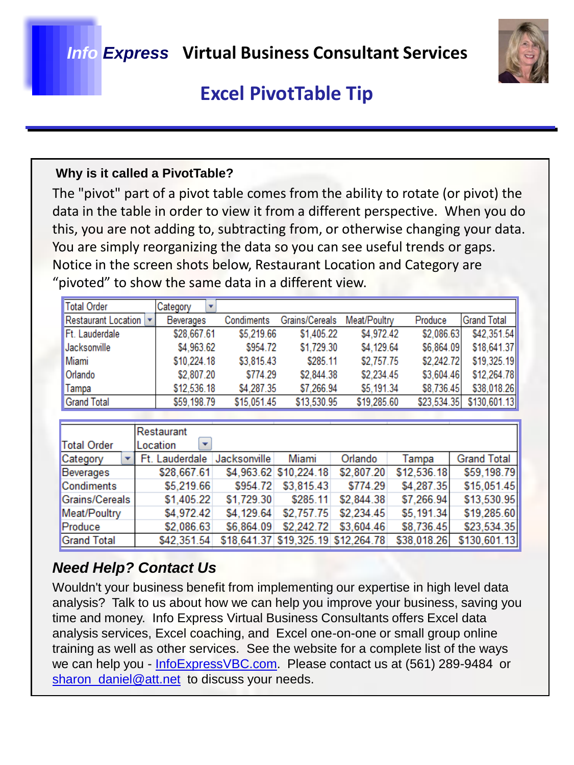# *Info Express* Virtual Business Consultant Services

## Excel PivotTable Tip

**Why is it called a PivotTable?**

The "pivot" part of a pivot table comes from the ability to rotate (or pivot) the data in the table in order to view it from a different perspective. When you do this, you are not adding to, subtracting from, or otherwise changing your data. You are simply reorganizing the data so you can see useful trends or gaps. Notice in the screen shots below, Restaurant Location and Category are "pivoted" to show the same data in a different view.

| Total Order | Category | | | | | |
|---|---|---|---|---|---|---|
| Restaurant Location | Beverages | Condiments | Grains/Cereals | Meat/Poultry | Produce | Grand Total |
| Ft. Lauderdale | $28,667.61 | $5,219.66 | $1,405.22 | $4,972.42 | $2,086.63 | $42,351.54 |
| Jacksonville | $4,963.62 | $954.72 | $1,729.30 | $4,129.64 | $6,864.09 | $18,641.37 |
| Miami | $10,224.18 | $3,815.43 | $285.11 | $2,757.75 | $2,242.72 | $19,325.19 |
| Orlando | $2,807.20 | $774.29 | $2,844.38 | $2,234.45 | $3,604.46 | $12,264.78 |
| Tampa | $12,536.18 | $4,287.35 | $7,266.94 | $5,191.34 | $8,736.45 | $38,018.26 |
| Grand Total | $59,198.79 | $15,051.45 | $13,530.95 | $19,285.60 | $23,534.35 | $130,601.13 |

| Total Order | Restaurant Location | | | | | |
|---|---|---|---|---|---|---|
| Category | Ft. Lauderdale | Jacksonville | Miami | Orlando | Tampa | Grand Total |
| Beverages | $28,667.61 | $4,963.62 | $10,224.18 | $2,807.20 | $12,536.18 | $59,198.79 |
| Condiments | $5,219.66 | $954.72 | $3,815.43 | $774.29 | $4,287.35 | $15,051.45 |
| Grains/Cereals | $1,405.22 | $1,729.30 | $285.11 | $2,844.38 | $7,266.94 | $13,530.95 |
| Meat/Poultry | $4,972.42 | $4,129.64 | $2,757.75 | $2,234.45 | $5,191.34 | $19,285.60 |
| Produce | $2,086.63 | $6,864.09 | $2,242.72 | $3,604.46 | $8,736.45 | $23,534.35 |
| Grand Total | $42,351.54 | $18,641.37 | $19,325.19 | $12,264.78 | $38,018.26 | $130,601.13 |

### *Need Help? Contact Us*

Wouldn't your business benefit from implementing our expertise in high level data analysis? Talk to us about how we can help you improve your business, saving you time and money. Info Express Virtual Business Consultants offers Excel data analysis services, Excel coaching, and Excel one-on-one or small group online training as well as other services. See the website for a complete list of the ways we can help you - InfoExpressVBC.com. Please contact us at (561) 289-9484 or sharon_daniel@att.net to discuss your needs.